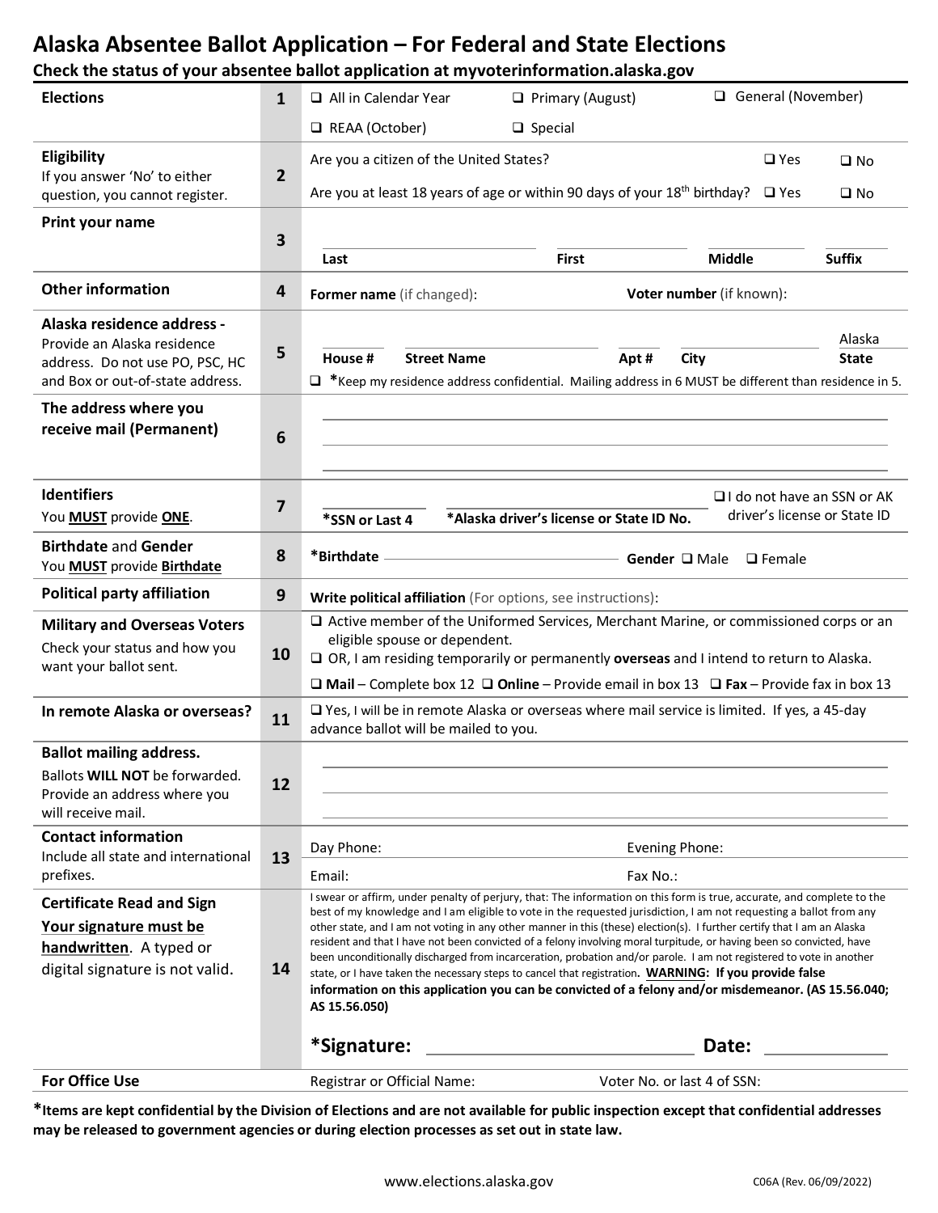# Alaska Absentee Ballot Application – For Federal and State Elections

**Check the status of your absentee ballot application at myvoterinformation.alaska.gov**

| | | |
|---|---|---|
| **Elections** | **1** | ❑ All in Calendar Year ❑ Primary (August) ❑ General (November)<br>❑ REAA (October) ❑ Special |
| **Eligibility**<br>If you answer 'No' to either question, you cannot register. | **2** | Are you a citizen of the United States? ❑ Yes ❑ No<br>Are you at least 18 years of age or within 90 days of your 18th birthday? ❑ Yes ❑ No |
| **Print your name** | **3** | **Last** **First** **Middle** **Suffix** |
| **Other information** | **4** | **Former name** (if changed): **Voter number** (if known): |
| **Alaska residence address -**<br>Provide an Alaska residence address. Do not use PO, PSC, HC and Box or out-of-state address. | **5** | **House #** **Street Name** **Apt #** **City** Alaska **State**<br>❑ ***Keep my residence address confidential. Mailing address in 6 MUST be different than residence in 5. |
| **The address where you receive mail (Permanent)** | **6** | |
| **Identifiers**<br>You **MUST** provide **ONE**. | **7** | ***SSN or Last 4** ***Alaska driver's license or State ID No.** ❑ I do not have an SSN or AK driver's license or State ID |
| **Birthdate** and **Gender**<br>You **MUST** provide **Birthdate** | **8** | ***Birthdate** **Gender** ❑ Male ❑ Female |
| **Political party affiliation** | **9** | **Write political affiliation** (For options, see instructions): |
| **Military and Overseas Voters**<br>Check your status and how you want your ballot sent. | **10** | ❑ Active member of the Uniformed Services, Merchant Marine, or commissioned corps or an eligible spouse or dependent.<br>❑ OR, I am residing temporarily or permanently **overseas** and I intend to return to Alaska.<br>❑ **Mail** – Complete box 12 ❑ **Online** – Provide email in box 13 ❑ **Fax** – Provide fax in box 13 |
| **In remote Alaska or overseas?** | **11** | ❑ Yes, I will be in remote Alaska or overseas where mail service is limited. If yes, a 45-day advance ballot will be mailed to you. |
| **Ballot mailing address.**<br>Ballots **WILL NOT** be forwarded. Provide an address where you will receive mail. | **12** | |
| **Contact information**<br>Include all state and international prefixes. | **13** | Day Phone: Evening Phone:<br>Email: Fax No.: |
| **Certificate Read and Sign**<br>**Your signature must be handwritten**. A typed or digital signature is not valid. | **14** | I swear or affirm, under penalty of perjury, that: The information on this form is true, accurate, and complete to the best of my knowledge and I am eligible to vote in the requested jurisdiction, I am not requesting a ballot from any other state, and I am not voting in any other manner in this (these) election(s). I further certify that I am an Alaska resident and that I have not been convicted of a felony involving moral turpitude, or having been so convicted, have been unconditionally discharged from incarceration, probation and/or parole. I am not registered to vote in another state, or I have taken the necessary steps to cancel that registration. **WARNING: If you provide false information on this application you can be convicted of a felony and/or misdemeanor. (AS 15.56.040; AS 15.56.050)**<br><br>***Signature:** **Date:** |
| **For Office Use** | | Registrar or Official Name: Voter No. or last 4 of SSN: |

***Items are kept confidential by the Division of Elections and are not available for public inspection except that confidential addresses may be released to government agencies or during election processes as set out in state law.**

www.elections.alaska.gov C06A (Rev. 06/09/2022)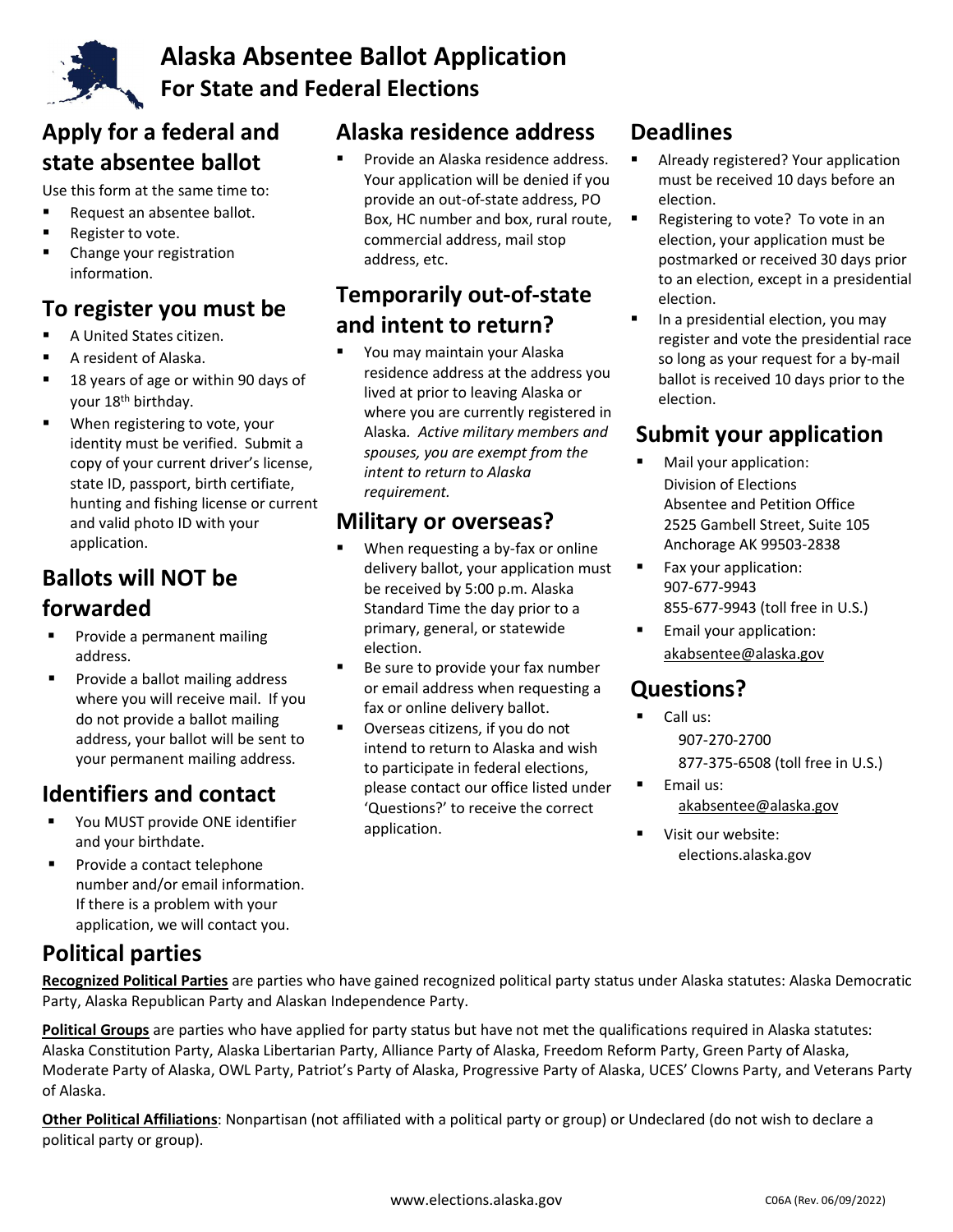# Alaska Absentee Ballot Application

## For State and Federal Elections

## Apply for a federal and state absentee ballot

Use this form at the same time to:

- Request an absentee ballot.
- Register to vote.
- Change your registration information.

## To register you must be

- A United States citizen.
- A resident of Alaska.
- 18 years of age or within 90 days of your 18th birthday.
- When registering to vote, your identity must be verified. Submit a copy of your current driver's license, state ID, passport, birth certifiate, hunting and fishing license or current and valid photo ID with your application.

## Ballots will NOT be forwarded

- Provide a permanent mailing address.
- Provide a ballot mailing address where you will receive mail. If you do not provide a ballot mailing address, your ballot will be sent to your permanent mailing address.

## Identifiers and contact

- You MUST provide ONE identifier and your birthdate.
- Provide a contact telephone number and/or email information. If there is a problem with your application, we will contact you.

## Alaska residence address

- Provide an Alaska residence address. Your application will be denied if you provide an out-of-state address, PO Box, HC number and box, rural route, commercial address, mail stop address, etc.

## Temporarily out-of-state and intent to return?

- You may maintain your Alaska residence address at the address you lived at prior to leaving Alaska or where you are currently registered in Alaska. *Active military members and spouses, you are exempt from the intent to return to Alaska requirement.*

## Military or overseas?

- When requesting a by-fax or online delivery ballot, your application must be received by 5:00 p.m. Alaska Standard Time the day prior to a primary, general, or statewide election.
- Be sure to provide your fax number or email address when requesting a fax or online delivery ballot.
- Overseas citizens, if you do not intend to return to Alaska and wish to participate in federal elections, please contact our office listed under 'Questions?' to receive the correct application.

## Deadlines

- Already registered? Your application must be received 10 days before an election.
- Registering to vote? To vote in an election, your application must be postmarked or received 30 days prior to an election, except in a presidential election.
- In a presidential election, you may register and vote the presidential race so long as your request for a by-mail ballot is received 10 days prior to the election.

## Submit your application

- Mail your application:
  Division of Elections
  Absentee and Petition Office
  2525 Gambell Street, Suite 105
  Anchorage AK 99503-2838
- Fax your application:
  907-677-9943
  855-677-9943 (toll free in U.S.)
- Email your application:
  akabsentee@alaska.gov

## Questions?

- Call us:
  907-270-2700
  877-375-6508 (toll free in U.S.)
- Email us:
  akabsentee@alaska.gov
- Visit our website:
  elections.alaska.gov

## Political parties

**Recognized Political Parties** are parties who have gained recognized political party status under Alaska statutes: Alaska Democratic Party, Alaska Republican Party and Alaskan Independence Party.

**Political Groups** are parties who have applied for party status but have not met the qualifications required in Alaska statutes: Alaska Constitution Party, Alaska Libertarian Party, Alliance Party of Alaska, Freedom Reform Party, Green Party of Alaska, Moderate Party of Alaska, OWL Party, Patriot's Party of Alaska, Progressive Party of Alaska, UCES' Clowns Party, and Veterans Party of Alaska.

**Other Political Affiliations**: Nonpartisan (not affiliated with a political party or group) or Undeclared (do not wish to declare a political party or group).

www.elections.alaska.gov

C06A (Rev. 06/09/2022)